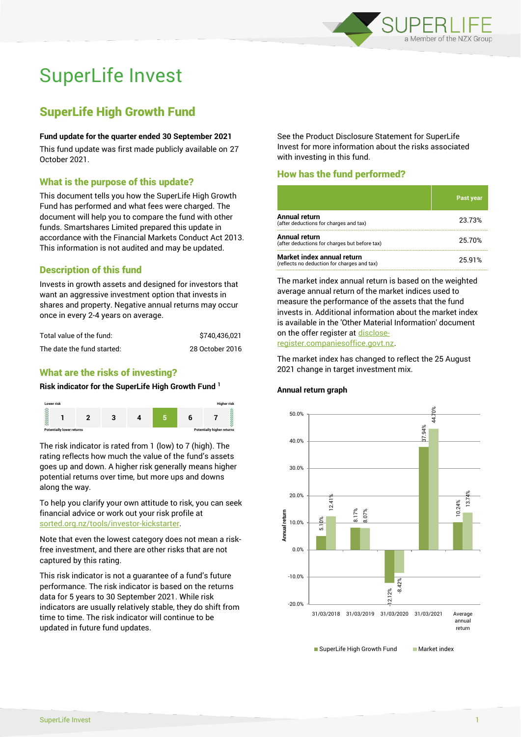# SuperLife Invest

## SuperLife High Growth Fund

**Fund update for the quarter ended 30 September 2021**

This fund update was first made publicly available on 27 October 2021.

### What is the purpose of this update?

This document tells you how the SuperLife High Growth Fund has performed and what fees were charged. The document will help you to compare the fund with other funds. Smartshares Limited prepared this update in accordance with the Financial Markets Conduct Act 2013. This information is not audited and may be updated.

### Description of this fund

Invests in growth assets and designed for investors that want an aggressive investment option that invests in shares and property. Negative annual returns may occur once in every 2-4 years on average.

| | |
|---|---|
| Total value of the fund: | $740,436,021 |
| The date the fund started: | 28 October 2016 |

### What are the risks of investing?

**Risk indicator for the SuperLife High Growth Fund [1]**

| Lower risk | | | | | | Higher risk |
|---|---|---|---|---|---|---|
| 1 | 2 | 3 | 4 | **5** | 6 | 7 |
| Potentially lower returns | | | | | | Potentially higher returns |

The risk indicator is rated from 1 (low) to 7 (high). The rating reflects how much the value of the fund's assets goes up and down. A higher risk generally means higher potential returns over time, but more ups and downs along the way.

To help you clarify your own attitude to risk, you can seek financial advice or work out your risk profile at sorted.org.nz/tools/investor-kickstarter.

Note that even the lowest category does not mean a risk-free investment, and there are other risks that are not captured by this rating.

This risk indicator is not a guarantee of a fund's future performance. The risk indicator is based on the returns data for 5 years to 30 September 2021. While risk indicators are usually relatively stable, they do shift from time to time. The risk indicator will continue to be updated in future fund updates.

See the Product Disclosure Statement for SuperLife Invest for more information about the risks associated with investing in this fund.

### How has the fund performed?

| | Past year |
|---|---|
| **Annual return** (after deductions for charges and tax) | 23.73% |
| **Annual return** (after deductions for charges but before tax) | 25.70% |
| **Market index annual return** (reflects no deduction for charges and tax) | 25.91% |

The market index annual return is based on the weighted average annual return of the market indices used to measure the performance of the assets that the fund invests in. Additional information about the market index is available in the 'Other Material Information' document on the offer register at disclose-register.companiesoffice.govt.nz.

The market index has changed to reflect the 25 August 2021 change in target investment mix.

**Annual return graph**

| | SuperLife High Growth Fund | Market index |
|---|---|---|
| 31/03/2018 | 5.10% | 12.41% |
| 31/03/2019 | 8.17% | 8.07% |
| 31/03/2020 | -12.12% | -8.42% |
| 31/03/2021 | 37.94% | 44.70% |
| Average annual return | 10.24% | 13.74% |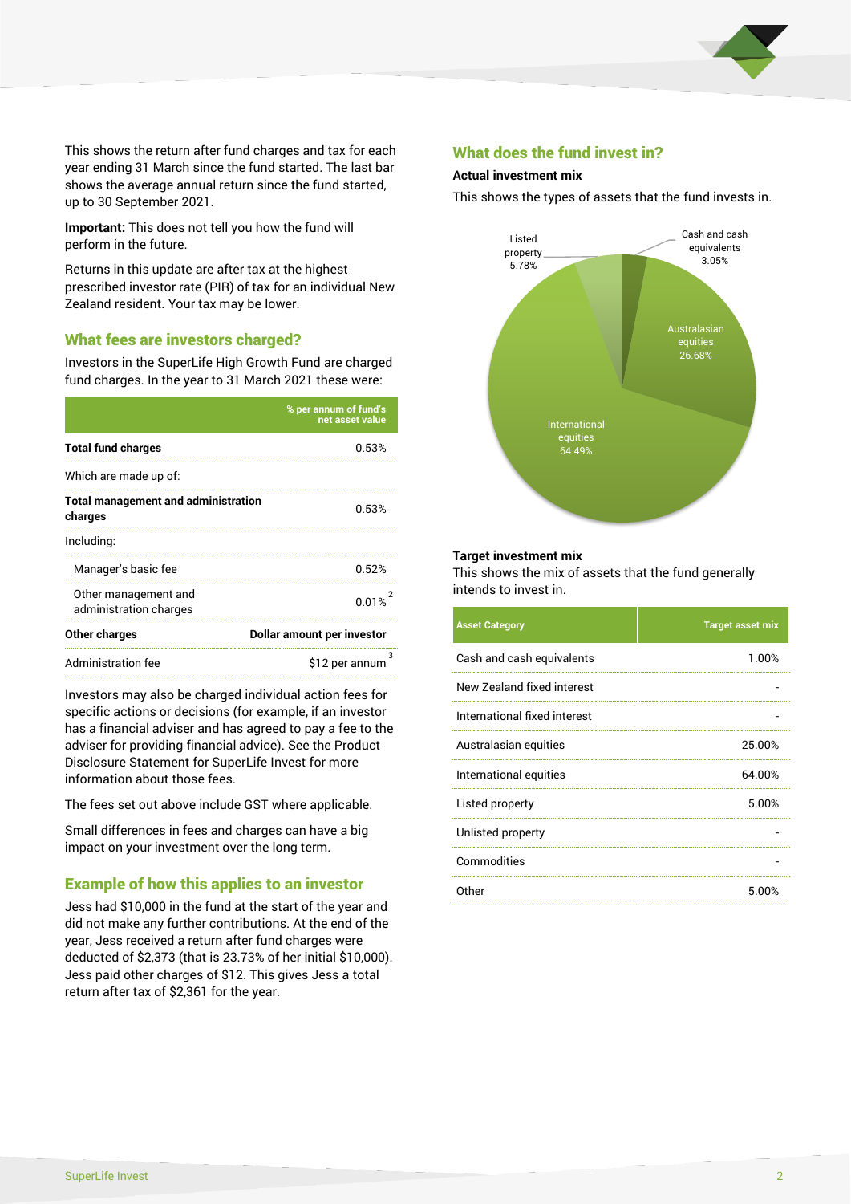This shows the return after fund charges and tax for each year ending 31 March since the fund started. The last bar shows the average annual return since the fund started, up to 30 September 2021.

**Important:** This does not tell you how the fund will perform in the future.

Returns in this update are after tax at the highest prescribed investor rate (PIR) of tax for an individual New Zealand resident. Your tax may be lower.

## What fees are investors charged?

Investors in the SuperLife High Growth Fund are charged fund charges. In the year to 31 March 2021 these were:

| | % per annum of fund's net asset value |
|---|---|
| **Total fund charges** | 0.53% |
| Which are made up of: | |
| **Total management and administration charges** | 0.53% |
| Including: | |
| Manager's basic fee | 0.52% |
| Other management and administration charges | 0.01% [2] |
| **Other charges** | **Dollar amount per investor** |
| Administration fee | $12 per annum [3] |

Investors may also be charged individual action fees for specific actions or decisions (for example, if an investor has a financial adviser and has agreed to pay a fee to the adviser for providing financial advice). See the Product Disclosure Statement for SuperLife Invest for more information about those fees.

The fees set out above include GST where applicable.

Small differences in fees and charges can have a big impact on your investment over the long term.

## Example of how this applies to an investor

Jess had $10,000 in the fund at the start of the year and did not make any further contributions. At the end of the year, Jess received a return after fund charges were deducted of $2,373 (that is 23.73% of her initial $10,000). Jess paid other charges of $12. This gives Jess a total return after tax of $2,361 for the year.

## What does the fund invest in?

### Actual investment mix

This shows the types of assets that the fund invests in.

- Cash and cash equivalents: 3.05%
- Australasian equities: 26.68%
- International equities: 64.49%
- Listed property: 5.78%

### Target investment mix

This shows the mix of assets that the fund generally intends to invest in.

| Asset Category | Target asset mix |
|---|---|
| Cash and cash equivalents | 1.00% |
| New Zealand fixed interest | - |
| International fixed interest | - |
| Australasian equities | 25.00% |
| International equities | 64.00% |
| Listed property | 5.00% |
| Unlisted property | - |
| Commodities | - |
| Other | 5.00% |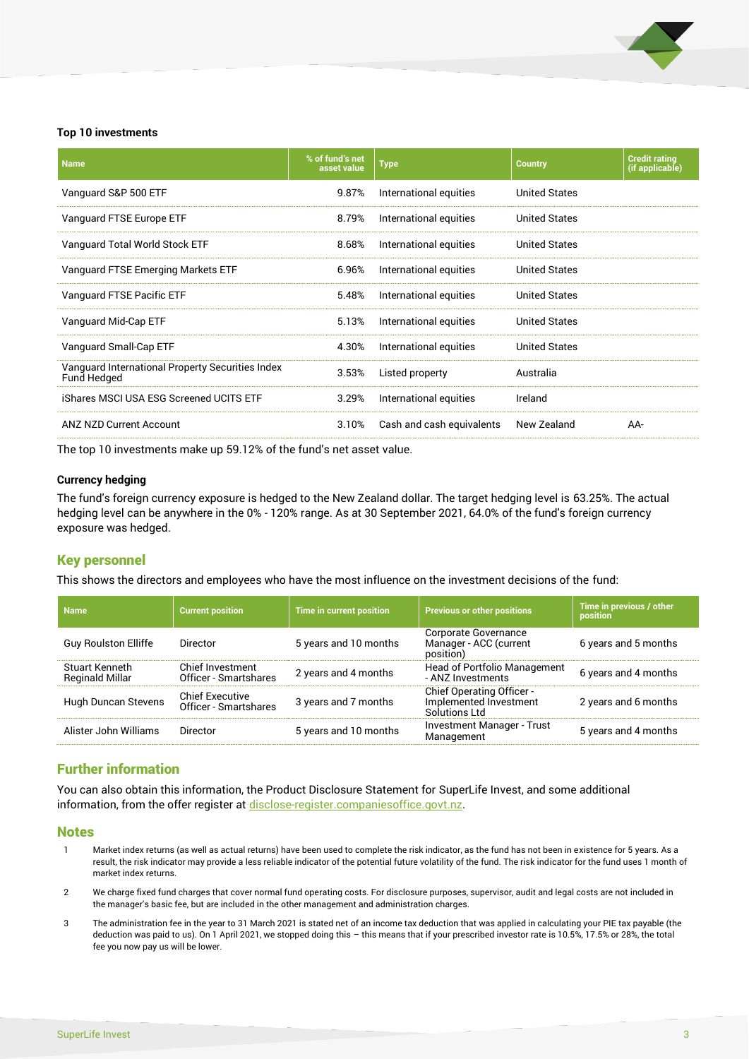### Top 10 investments

| Name | % of fund's net asset value | Type | Country | Credit rating (if applicable) |
|---|---|---|---|---|
| Vanguard S&P 500 ETF | 9.87% | International equities | United States | |
| Vanguard FTSE Europe ETF | 8.79% | International equities | United States | |
| Vanguard Total World Stock ETF | 8.68% | International equities | United States | |
| Vanguard FTSE Emerging Markets ETF | 6.96% | International equities | United States | |
| Vanguard FTSE Pacific ETF | 5.48% | International equities | United States | |
| Vanguard Mid-Cap ETF | 5.13% | International equities | United States | |
| Vanguard Small-Cap ETF | 4.30% | International equities | United States | |
| Vanguard International Property Securities Index Fund Hedged | 3.53% | Listed property | Australia | |
| iShares MSCI USA ESG Screened UCITS ETF | 3.29% | International equities | Ireland | |
| ANZ NZD Current Account | 3.10% | Cash and cash equivalents | New Zealand | AA- |

The top 10 investments make up 59.12% of the fund's net asset value.

### Currency hedging

The fund's foreign currency exposure is hedged to the New Zealand dollar. The target hedging level is 63.25%. The actual hedging level can be anywhere in the 0% - 120% range. As at 30 September 2021, 64.0% of the fund's foreign currency exposure was hedged.

## Key personnel

This shows the directors and employees who have the most influence on the investment decisions of the fund:

| Name | Current position | Time in current position | Previous or other positions | Time in previous / other position |
|---|---|---|---|---|
| Guy Roulston Elliffe | Director | 5 years and 10 months | Corporate Governance Manager - ACC (current position) | 6 years and 5 months |
| Stuart Kenneth Reginald Millar | Chief Investment Officer - Smartshares | 2 years and 4 months | Head of Portfolio Management - ANZ Investments | 6 years and 4 months |
| Hugh Duncan Stevens | Chief Executive Officer - Smartshares | 3 years and 7 months | Chief Operating Officer - Implemented Investment Solutions Ltd | 2 years and 6 months |
| Alister John Williams | Director | 5 years and 10 months | Investment Manager - Trust Management | 5 years and 4 months |

## Further information

You can also obtain this information, the Product Disclosure Statement for SuperLife Invest, and some additional information, from the offer register at disclose-register.companiesoffice.govt.nz.

## Notes

1. Market index returns (as well as actual returns) have been used to complete the risk indicator, as the fund has not been in existence for 5 years. As a result, the risk indicator may provide a less reliable indicator of the potential future volatility of the fund. The risk indicator for the fund uses 1 month of market index returns.
2. We charge fixed fund charges that cover normal fund operating costs. For disclosure purposes, supervisor, audit and legal costs are not included in the manager's basic fee, but are included in the other management and administration charges.
3. The administration fee in the year to 31 March 2021 is stated net of an income tax deduction that was applied in calculating your PIE tax payable (the deduction was paid to us). On 1 April 2021, we stopped doing this – this means that if your prescribed investor rate is 10.5%, 17.5% or 28%, the total fee you now pay us will be lower.